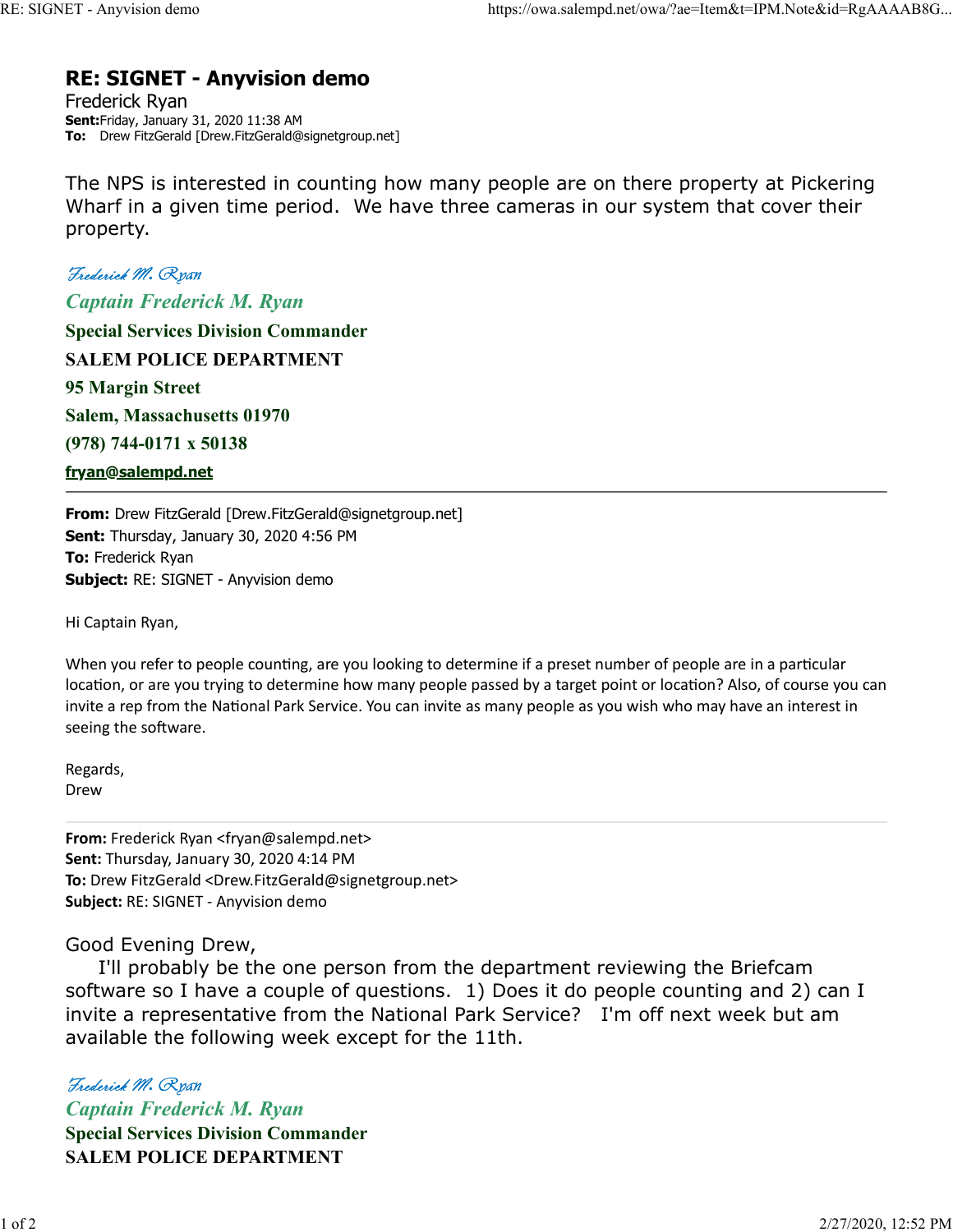# RE: SIGNET - Anyvision demo

Frederick Ryan
**Sent:** Friday, January 31, 2020 11:38 AM
**To:** Drew FitzGerald [Drew.FitzGerald@signetgroup.net]

The NPS is interested in counting how many people are on there property at Pickering Wharf in a given time period. We have three cameras in our system that cover their property.

*Frederick M. Ryan*
*Captain Frederick M. Ryan*
**Special Services Division Commander**
**SALEM POLICE DEPARTMENT**
**95 Margin Street**
**Salem, Massachusetts 01970**
**(978) 744-0171 x 50138**
**fryan@salempd.net**

---

**From:** Drew FitzGerald [Drew.FitzGerald@signetgroup.net]
**Sent:** Thursday, January 30, 2020 4:56 PM
**To:** Frederick Ryan
**Subject:** RE: SIGNET - Anyvision demo

Hi Captain Ryan,

When you refer to people counting, are you looking to determine if a preset number of people are in a particular location, or are you trying to determine how many people passed by a target point or location? Also, of course you can invite a rep from the National Park Service. You can invite as many people as you wish who may have an interest in seeing the software.

Regards,
Drew

---

**From:** Frederick Ryan <fryan@salempd.net>
**Sent:** Thursday, January 30, 2020 4:14 PM
**To:** Drew FitzGerald <Drew.FitzGerald@signetgroup.net>
**Subject:** RE: SIGNET - Anyvision demo

Good Evening Drew,
I'll probably be the one person from the department reviewing the Briefcam software so I have a couple of questions. 1) Does it do people counting and 2) can I invite a representative from the National Park Service? I'm off next week but am available the following week except for the 11th.

*Frederick M. Ryan*
*Captain Frederick M. Ryan*
**Special Services Division Commander**
**SALEM POLICE DEPARTMENT**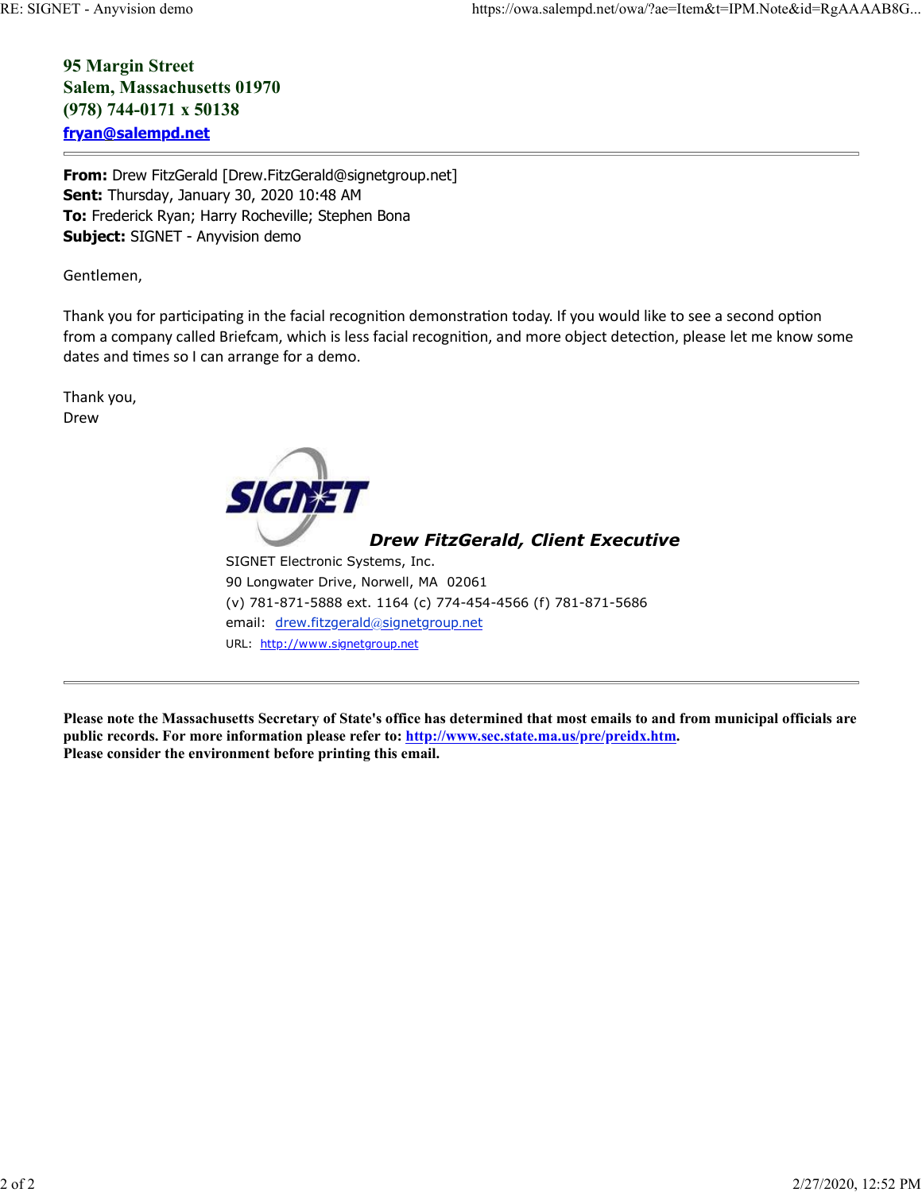**95 Margin Street**
**Salem, Massachusetts 01970**
**(978) 744-0171 x 50138**
**fryan@salempd.net**

---

**From:** Drew FitzGerald [Drew.FitzGerald@signetgroup.net]
**Sent:** Thursday, January 30, 2020 10:48 AM
**To:** Frederick Ryan; Harry Rocheville; Stephen Bona
**Subject:** SIGNET - Anyvision demo

Gentlemen,

Thank you for participating in the facial recognition demonstration today. If you would like to see a second option from a company called Briefcam, which is less facial recognition, and more object detection, please let me know some dates and times so I can arrange for a demo.

Thank you,
Drew

SIGNET

***Drew FitzGerald, Client Executive***
SIGNET Electronic Systems, Inc.
90 Longwater Drive, Norwell, MA 02061
(v) 781-871-5888 ext. 1164 (c) 774-454-4566 (f) 781-871-5686
email: drew.fitzgerald@signetgroup.net
URL: http://www.signetgroup.net

---

**Please note the Massachusetts Secretary of State's office has determined that most emails to and from municipal officials are public records. For more information please refer to: http://www.sec.state.ma.us/pre/preidx.htm.**
**Please consider the environment before printing this email.**